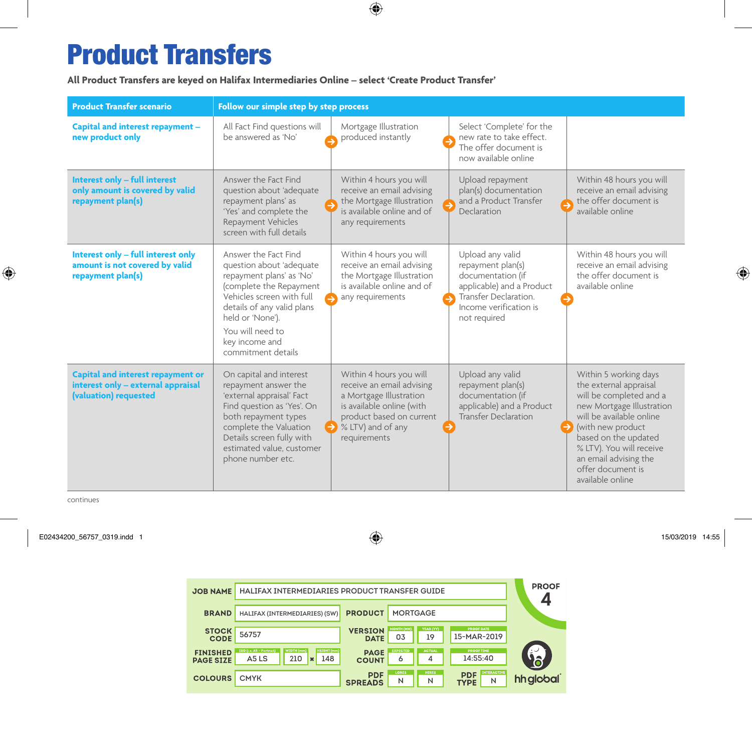# Product Transfers

**All Product Transfers are keyed on Halifax Intermediaries Online – select 'Create Product Transfer'**

| Product Transfer scenario | Follow our simple step by step process | | | |
|---|---|---|---|---|
| **Capital and interest repayment – new product only** | All Fact Find questions will be answered as 'No' → | Mortgage Illustration produced instantly → | Select 'Complete' for the new rate to take effect. The offer document is now available online | |
| **Interest only – full interest only amount is covered by valid repayment plan(s)** | Answer the Fact Find question about 'adequate repayment plans' as 'Yes' and complete the Repayment Vehicles screen with full details → | Within 4 hours you will receive an email advising the Mortgage Illustration is available online and of any requirements → | Upload repayment plan(s) documentation and a Product Transfer Declaration → | Within 48 hours you will receive an email advising the offer document is available online |
| **Interest only – full interest only amount is not covered by valid repayment plan(s)** | Answer the Fact Find question about 'adequate repayment plans' as 'No' (complete the Repayment Vehicles screen with full details of any valid plans held or 'None'). You will need to key income and commitment details → | Within 4 hours you will receive an email advising the Mortgage Illustration is available online and of any requirements → | Upload any valid repayment plan(s) documentation (if applicable) and a Product Transfer Declaration. Income verification is not required → | Within 48 hours you will receive an email advising the offer document is available online |
| **Capital and interest repayment or interest only – external appraisal (valuation) requested** | On capital and interest repayment answer the 'external appraisal' Fact Find question as 'Yes'. On both repayment types complete the Valuation Details screen fully with estimated value, customer phone number etc. → | Within 4 hours you will receive an email advising a Mortgage Illustration is available online (with product based on current % LTV) and of any requirements → | Upload any valid repayment plan(s) documentation (if applicable) and a Product Transfer Declaration → | Within 5 working days the external appraisal will be completed and a new Mortgage Illustration will be available online (with new product based on the updated % LTV). You will receive an email advising the offer document is available online |

continues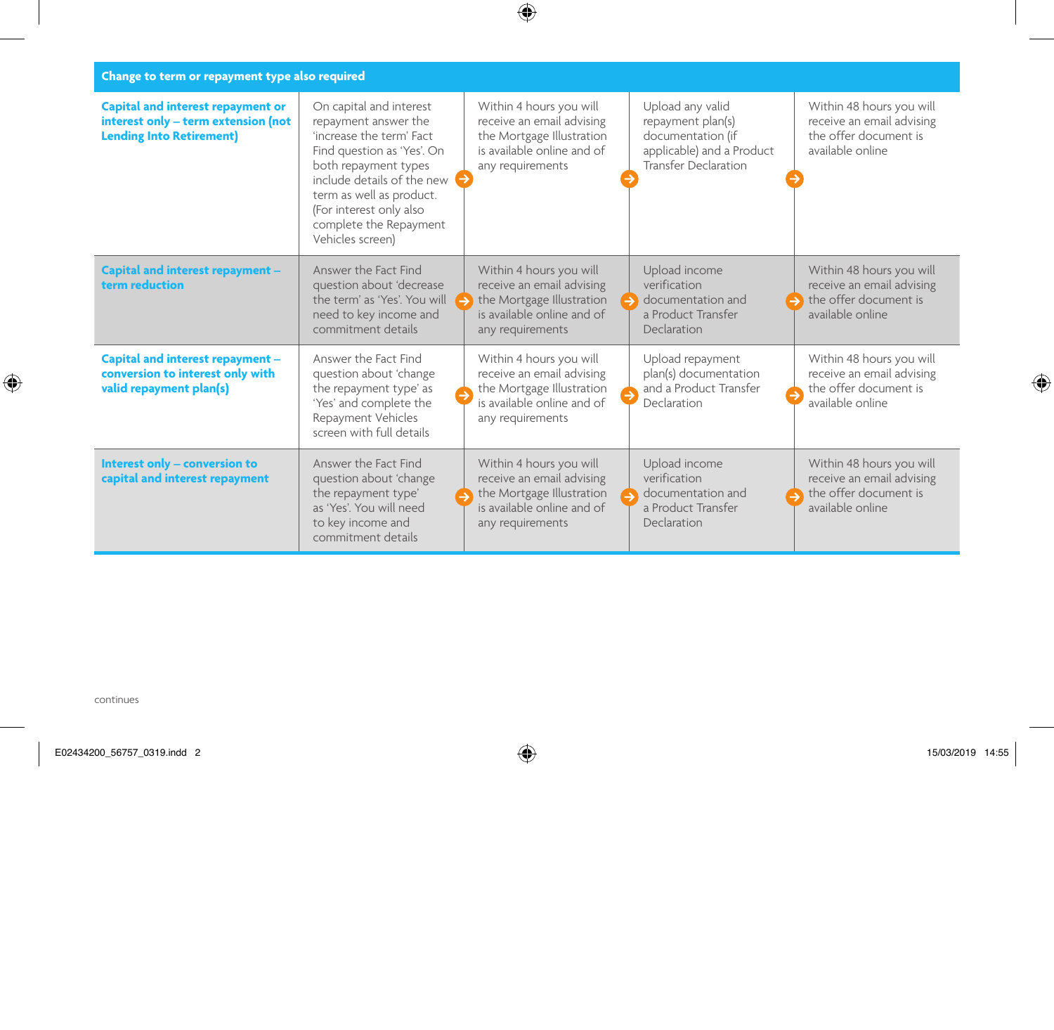| Change to term or repayment type also required | | | | |
|---|---|---|---|---|
| **Capital and interest repayment or interest only – term extension (not Lending Into Retirement)** | On capital and interest repayment answer the 'increase the term' Fact Find question as 'Yes'. On both repayment types include details of the new term as well as product. (For interest only also complete the Repayment Vehicles screen) | Within 4 hours you will receive an email advising the Mortgage Illustration is available online and of any requirements | Upload any valid repayment plan(s) documentation (if applicable) and a Product Transfer Declaration | Within 48 hours you will receive an email advising the offer document is available online |
| **Capital and interest repayment – term reduction** | Answer the Fact Find question about 'decrease the term' as 'Yes'. You will need to key income and commitment details | Within 4 hours you will receive an email advising the Mortgage Illustration is available online and of any requirements | Upload income verification documentation and a Product Transfer Declaration | Within 48 hours you will receive an email advising the offer document is available online |
| **Capital and interest repayment – conversion to interest only with valid repayment plan(s)** | Answer the Fact Find question about 'change the repayment type' as 'Yes' and complete the Repayment Vehicles screen with full details | Within 4 hours you will receive an email advising the Mortgage Illustration is available online and of any requirements | Upload repayment plan(s) documentation and a Product Transfer Declaration | Within 48 hours you will receive an email advising the offer document is available online |
| **Interest only – conversion to capital and interest repayment** | Answer the Fact Find question about 'change the repayment type' as 'Yes'. You will need to key income and commitment details | Within 4 hours you will receive an email advising the Mortgage Illustration is available online and of any requirements | Upload income documentation and a Product Transfer Declaration | Within 48 hours you will receive an email advising the offer document is available online |

continues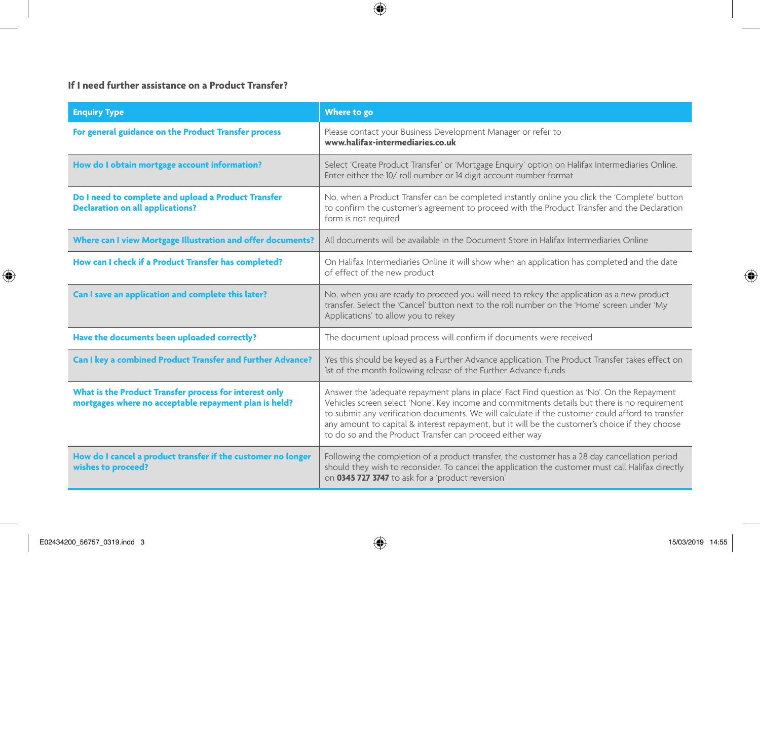### If I need further assistance on a Product Transfer?

| Enquiry Type | Where to go |
| --- | --- |
| **For general guidance on the Product Transfer process** | Please contact your Business Development Manager or refer to **www.halifax-intermediaries.co.uk** |
| **How do I obtain mortgage account information?** | Select 'Create Product Transfer' or 'Mortgage Enquiry' option on Halifax Intermediaries Online. Enter either the 10/ roll number or 14 digit account number format |
| **Do I need to complete and upload a Product Transfer Declaration on all applications?** | No, when a Product Transfer can be completed instantly online you click the 'Complete' button to confirm the customer's agreement to proceed with the Product Transfer and the Declaration form is not required |
| **Where can I view Mortgage Illustration and offer documents?** | All documents will be available in the Document Store in Halifax Intermediaries Online |
| **How can I check if a Product Transfer has completed?** | On Halifax Intermediaries Online it will show when an application has completed and the date of effect of the new product |
| **Can I save an application and complete this later?** | No, when you are ready to proceed you will need to rekey the application as a new product transfer. Select the 'Cancel' button next to the roll number on the 'Home' screen under 'My Applications' to allow you to rekey |
| **Have the documents been uploaded correctly?** | The document upload process will confirm if documents were received |
| **Can I key a combined Product Transfer and Further Advance?** | Yes this should be keyed as a Further Advance application. The Product Transfer takes effect on 1st of the month following release of the Further Advance funds |
| **What is the Product Transfer process for interest only mortgages where no acceptable repayment plan is held?** | Answer the 'adequate repayment plans in place' Fact Find question as 'No'. On the Repayment Vehicles screen select 'None'. Key income and commitments details but there is no requirement to submit any verification documents. We will calculate if the customer could afford to transfer any amount to capital & interest repayment, but it will be the customer's choice if they choose to do so and the Product Transfer can proceed either way |
| **How do I cancel a product transfer if the customer no longer wishes to proceed?** | Following the completion of a product transfer, the customer has a 28 day cancellation period should they wish to reconsider. To cancel the application the customer must call Halifax directly on **0345 727 3747** to ask for a 'product reversion' |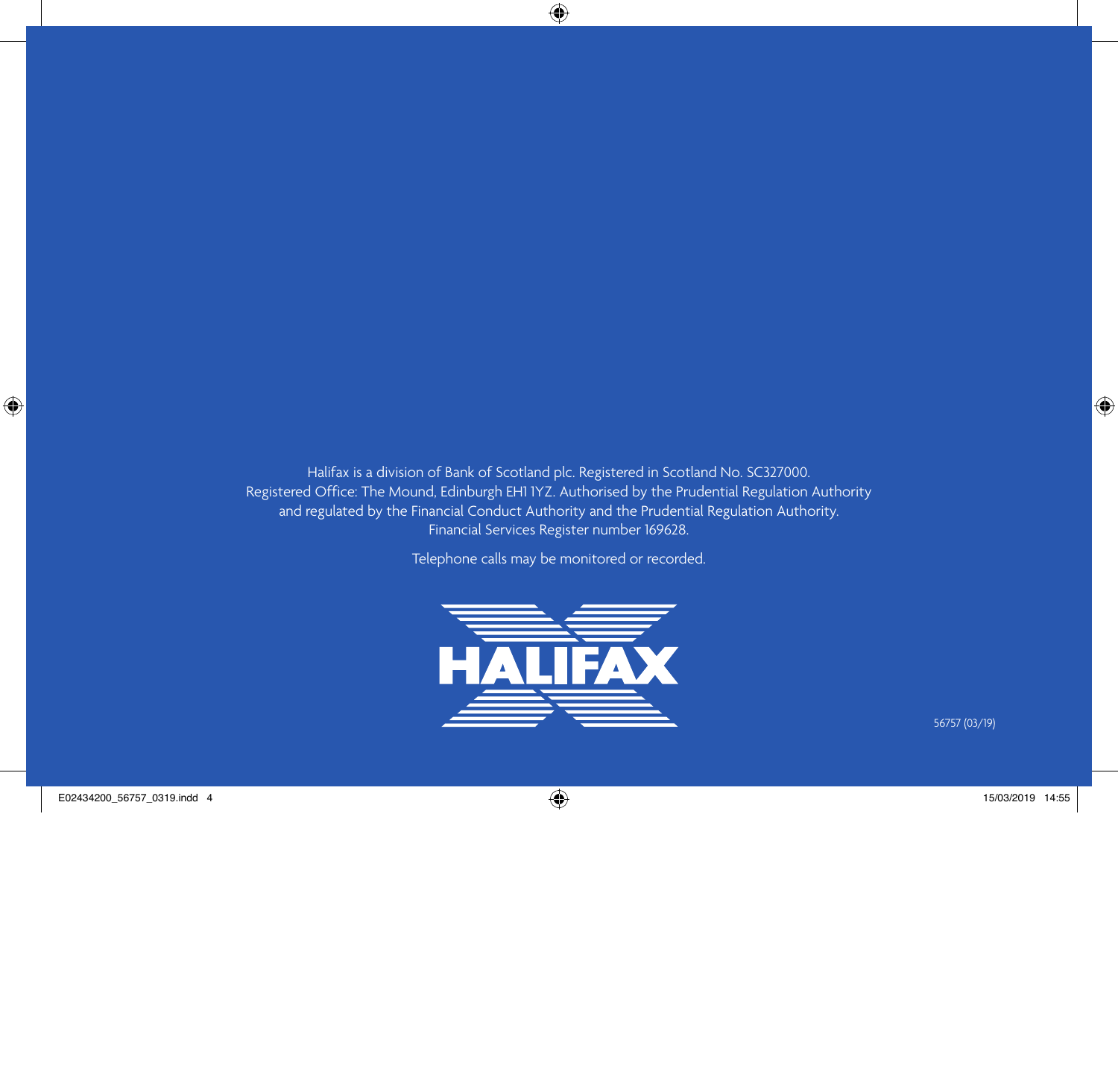Halifax is a division of Bank of Scotland plc. Registered in Scotland No. SC327000. Registered Office: The Mound, Edinburgh EH1 1YZ. Authorised by the Prudential Regulation Authority and regulated by the Financial Conduct Authority and the Prudential Regulation Authority. Financial Services Register number 169628.

Telephone calls may be monitored or recorded.

HALIFAX

56757 (03/19)